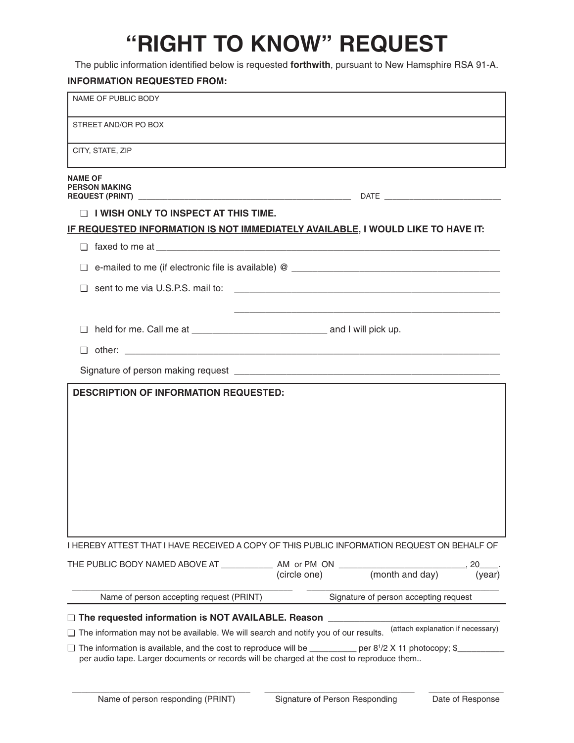# "RIGHT TO KNOW" REQUEST

The public information identified below is requested **forthwith**, pursuant to New Hamsphire RSA 91-A.

**INFORMATION REQUESTED FROM:**

| NAME OF PUBLIC BODY |
|---|
| STREET AND/OR PO BOX |
| CITY, STATE, ZIP |

**NAME OF PERSON MAKING REQUEST (PRINT)** ______________________________________________ DATE __________________________

❑ **I WISH ONLY TO INSPECT AT THIS TIME.**

**IF REQUESTED INFORMATION IS NOT IMMEDIATELY AVAILABLE, I WOULD LIKE TO HAVE IT:**

❑ faxed to me at ______________________________________________________________________

❑ e-mailed to me (if electronic file is available) @ ________________________________________

❑ sent to me via U.S.P.S. mail to: ___________________________________________________

___________________________________________________

❑ held for me. Call me at __________________________ and I will pick up.

❑ other: ______________________________________________________________________

Signature of person making request ___________________________________________________

**DESCRIPTION OF INFORMATION REQUESTED:**

I HEREBY ATTEST THAT I HAVE RECEIVED A COPY OF THIS PUBLIC INFORMATION REQUEST ON BEHALF OF

THE PUBLIC BODY NAMED ABOVE AT ___________ AM or PM ON __________________________, 20____.
(circle one) (month and day) (year)

_____________________________________________ Name of person accepting request (PRINT)

_____________________________________________ Signature of person accepting request

❑ **The requested information is NOT AVAILABLE. Reason** ___________________________________ (attach explanation if necessary)

❑ The information may not be available. We will search and notify you of our results.

❑ The information is available, and the cost to reproduce will be __________ per 8½ X 11 photocopy; $__________ per audio tape. Larger documents or records will be charged at the cost to reproduce them..

_________________________________ Name of person responding (PRINT)

_________________________________ Signature of Person Responding

________________ Date of Response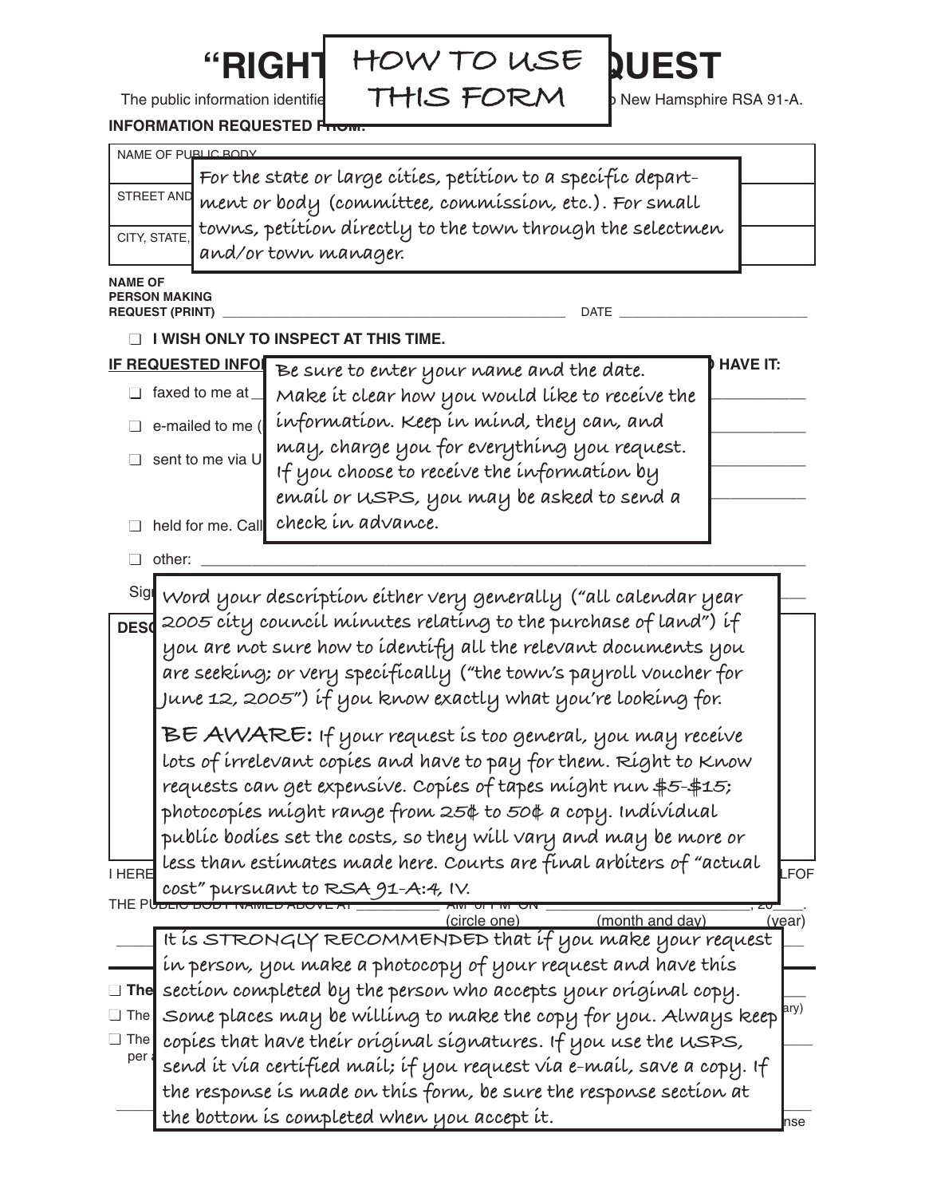# "RIGHT HOW TO USE THIS FORM QUEST

The public information identifie ... New Hampshire RSA 91-A.

**INFORMATION REQUESTED FROM:**

NAME OF PUBLIC BODY

STREET AND

CITY, STATE,

For the state or large cities, petition to a specific department or body (committee, commission, etc.). For small towns, petition directly to the town through the selectmen and/or town manager.

**NAME OF PERSON MAKING REQUEST (PRINT)** ____________________ DATE ____________

❑ **I WISH ONLY TO INSPECT AT THIS TIME.**

**IF REQUESTED INFO** ... **HAVE IT:**

❑ faxed to me at ____________

❑ e-mailed to me ( ____________

❑ sent to me via U ____________

❑ held for me. Call

❑ other: ____________

Be sure to enter your name and the date. Make it clear how you would like to receive the information. Keep in mind, they can, and may, charge you for everything you request. If you choose to receive the information by email or USPS, you may be asked to send a check in advance.

Sig

**DESC**

Word your description either very generally ("all calendar year 2005 city council minutes relating to the purchase of land") if you are not sure how to identify all the relevant documents you are seeking; or very specifically ("the town's payroll voucher for June 12, 2005") if you know exactly what you're looking for.

**BE AWARE:** If your request is too general, you may receive lots of irrelevant copies and have to pay for them. Right to Know requests can get expensive. Copies of tapes might run $5-$15; photocopies might range from 25¢ to 50¢ a copy. Individual public bodies set the costs, so they will vary and may be more or less than estimates made here. Courts are final arbiters of "actual cost" pursuant to RSA 91-A:4, IV.

I HERE ... LFOF

THE PUBLIC BODY NAMED ABOVE AT ________ AM or PM ON ____________, 20____.
(circle one) (month and day) (year)

It is STRONGLY RECOMMENDED that if you make your request in person, you make a photocopy of your request and have this section completed by the person who accepts your original copy. Some places may be willing to make the copy for you. Always keep copies that have their original signatures. If you use the USPS, send it via certified mail; if you request via e-mail, save a copy. If the response is made on this form, be sure the response section at the bottom is completed when you accept it.

❑ **The**

❑ The ... ary)

❑ The
per

nse